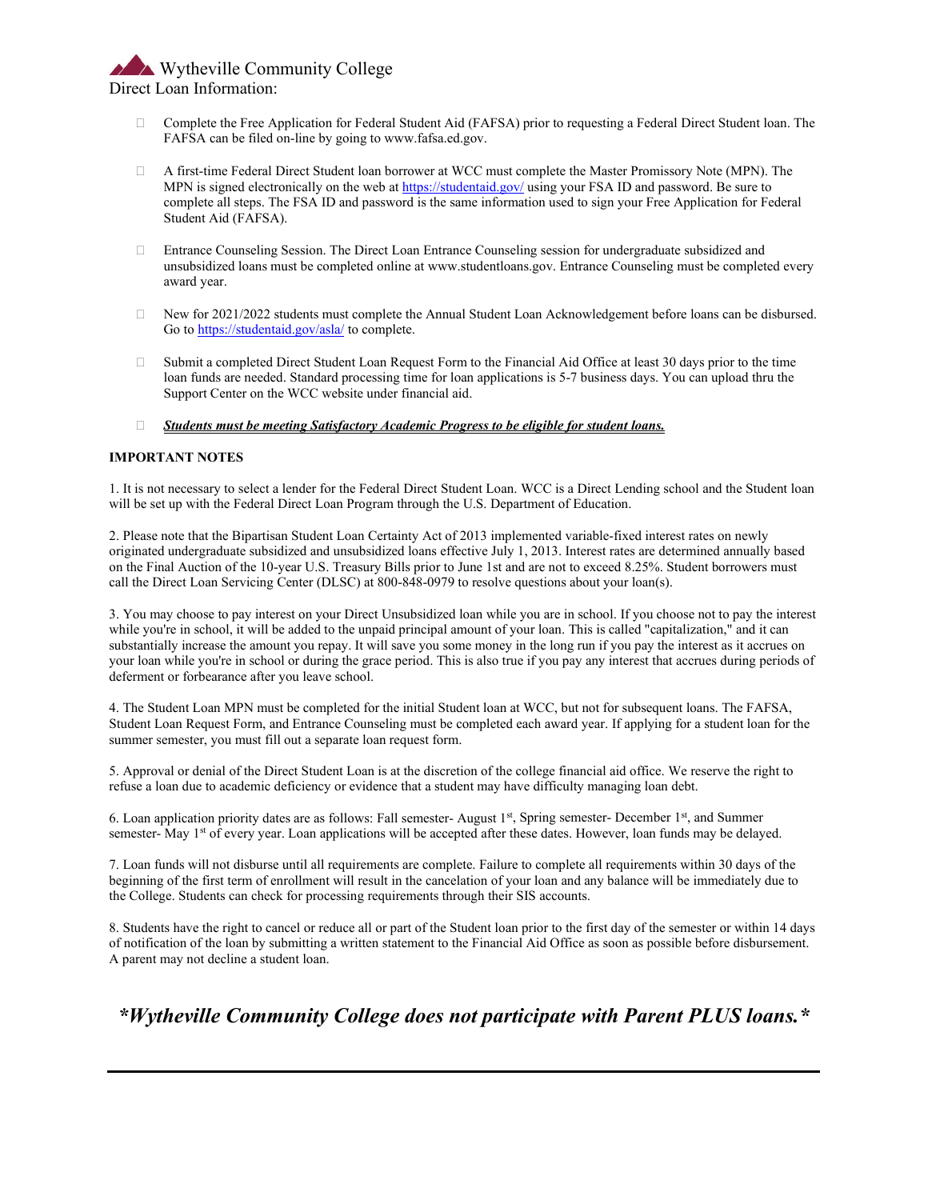# Wytheville Community College

## Direct Loan Information:

- Complete the Free Application for Federal Student Aid (FAFSA) prior to requesting a Federal Direct Student loan. The FAFSA can be filed on-line by going to www.fafsa.ed.gov.
- A first-time Federal Direct Student loan borrower at WCC must complete the Master Promissory Note (MPN). The MPN is signed electronically on the web at https://studentaid.gov/ using your FSA ID and password. Be sure to complete all steps. The FSA ID and password is the same information used to sign your Free Application for Federal Student Aid (FAFSA).
- Entrance Counseling Session. The Direct Loan Entrance Counseling session for undergraduate subsidized and unsubsidized loans must be completed online at www.studentloans.gov. Entrance Counseling must be completed every award year.
- New for 2021/2022 students must complete the Annual Student Loan Acknowledgement before loans can be disbursed. Go to https://studentaid.gov/asla/ to complete.
- Submit a completed Direct Student Loan Request Form to the Financial Aid Office at least 30 days prior to the time loan funds are needed. Standard processing time for loan applications is 5-7 business days. You can upload thru the Support Center on the WCC website under financial aid.
- ***Students must be meeting Satisfactory Academic Progress to be eligible for student loans.***

**IMPORTANT NOTES**

1. It is not necessary to select a lender for the Federal Direct Student Loan. WCC is a Direct Lending school and the Student loan will be set up with the Federal Direct Loan Program through the U.S. Department of Education.

2. Please note that the Bipartisan Student Loan Certainty Act of 2013 implemented variable-fixed interest rates on newly originated undergraduate subsidized and unsubsidized loans effective July 1, 2013. Interest rates are determined annually based on the Final Auction of the 10-year U.S. Treasury Bills prior to June 1st and are not to exceed 8.25%. Student borrowers must call the Direct Loan Servicing Center (DLSC) at 800-848-0979 to resolve questions about your loan(s).

3. You may choose to pay interest on your Direct Unsubsidized loan while you are in school. If you choose not to pay the interest while you're in school, it will be added to the unpaid principal amount of your loan. This is called "capitalization," and it can substantially increase the amount you repay. It will save you some money in the long run if you pay the interest as it accrues on your loan while you're in school or during the grace period. This is also true if you pay any interest that accrues during periods of deferment or forbearance after you leave school.

4. The Student Loan MPN must be completed for the initial Student loan at WCC, but not for subsequent loans. The FAFSA, Student Loan Request Form, and Entrance Counseling must be completed each award year. If applying for a student loan for the summer semester, you must fill out a separate loan request form.

5. Approval or denial of the Direct Student Loan is at the discretion of the college financial aid office. We reserve the right to refuse a loan due to academic deficiency or evidence that a student may have difficulty managing loan debt.

6. Loan application priority dates are as follows: Fall semester- August 1st, Spring semester- December 1st, and Summer semester- May 1st of every year. Loan applications will be accepted after these dates. However, loan funds may be delayed.

7. Loan funds will not disburse until all requirements are complete. Failure to complete all requirements within 30 days of the beginning of the first term of enrollment will result in the cancelation of your loan and any balance will be immediately due to the College. Students can check for processing requirements through their SIS accounts.

8. Students have the right to cancel or reduce all or part of the Student loan prior to the first day of the semester or within 14 days of notification of the loan by submitting a written statement to the Financial Aid Office as soon as possible before disbursement. A parent may not decline a student loan.

## ***\*Wytheville Community College does not participate with Parent PLUS loans.\****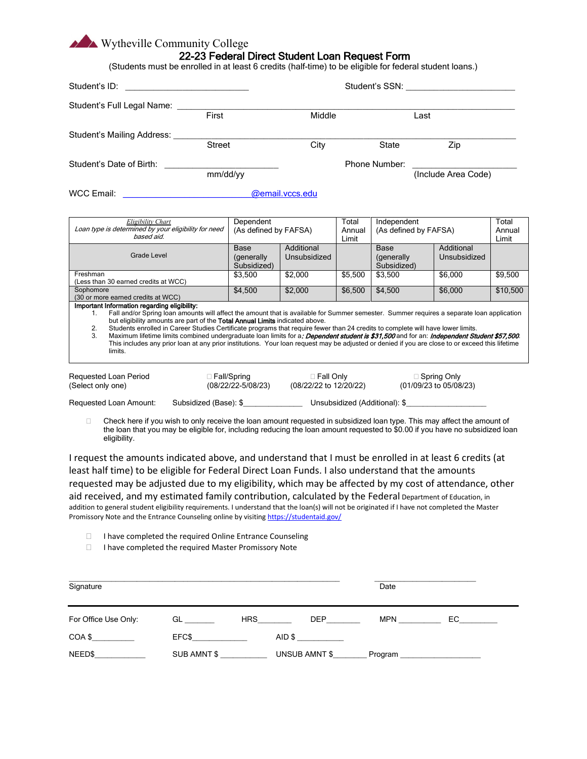Wytheville Community College

# 22-23 Federal Direct Student Loan Request Form

(Students must be enrolled in at least 6 credits (half-time) to be eligible for federal student loans.)

Student's ID: ___________________________ Student's SSN: ________________________

Student's Full Legal Name: ___________________________________________________________________________
First Middle Last

Student's Mailing Address: ___________________________________________________________________________
Street City State Zip

Student's Date of Birth: _________________________ Phone Number: ______________________
mm/dd/yy (Include Area Code)

WCC Email: ___________________________@email.vccs.edu

| *Eligibility Chart* *Loan type is determined by your eligibility for need based aid.* | Dependent (As defined by FAFSA) | | Total Annual Limit | Independent (As defined by FAFSA) | | Total Annual Limit |
|---|---|---|---|---|---|---|
| Grade Level | Base (generally Subsidized) | Additional Unsubsidized | | Base (generally Subsidized) | Additional Unsubsidized | |
| Freshman (Less than 30 earned credits at WCC) | $3,500 | $2,000 | $5,500 | $3,500 | $6,000 | $9,500 |
| Sophomore (30 or more earned credits at WCC) | $4,500 | $2,000 | $6,500 | $4,500 | $6,000 | $10,500 |

**Important Information regarding eligibility:**

1. Fall and/or Spring loan amounts will affect the amount that is available for Summer semester. Summer requires a separate loan application but eligibility amounts are part of the **Total Annual Limits** indicated above.
2. Students enrolled in Career Studies Certificate programs that require fewer than 24 credits to complete will have lower limits.
3. Maximum lifetime limits combined undergraduate loan limits for a*: **Dependent student is $31,500*** and for an: ***Independent Student $57,500***. This includes any prior loan at any prior institutions. Your loan request may be adjusted or denied if you are close to or exceed this lifetime limits.

Requested Loan Period (Select only one)
☐ Fall/Spring (08/22/22-5/08/23) ☐ Fall Only (08/22/22 to 12/20/22) ☐ Spring Only (01/09/23 to 05/08/23)

Requested Loan Amount: Subsidized (Base): $______________ Unsubsidized (Additional): $___________________

☐ Check here if you wish to only receive the loan amount requested in subsidized loan type. This may affect the amount of the loan that you may be eligible for, including reducing the loan amount requested to $0.00 if you have no subsidized loan eligibility.

I request the amounts indicated above, and understand that I must be enrolled in at least 6 credits (at least half time) to be eligible for Federal Direct Loan Funds. I also understand that the amounts requested may be adjusted due to my eligibility, which may be affected by my cost of attendance, other aid received, and my estimated family contribution, calculated by the Federal Department of Education, in addition to general student eligibility requirements. I understand that the loan(s) will not be originated if I have not completed the Master Promissory Note and the Entrance Counseling online by visiting https://studentaid.gov/

☐ I have completed the required Online Entrance Counseling
☐ I have completed the required Master Promissory Note

_______________________________________________________________ _________________________
Signature Date

For Office Use Only: GL _______ HRS________ DEP________ MPN __________ EC_________

COA $__________ EFC$_____________ AID $ ___________

NEED$____________ SUB AMNT $ ___________ UNSUB AMNT $________ Program ___________________